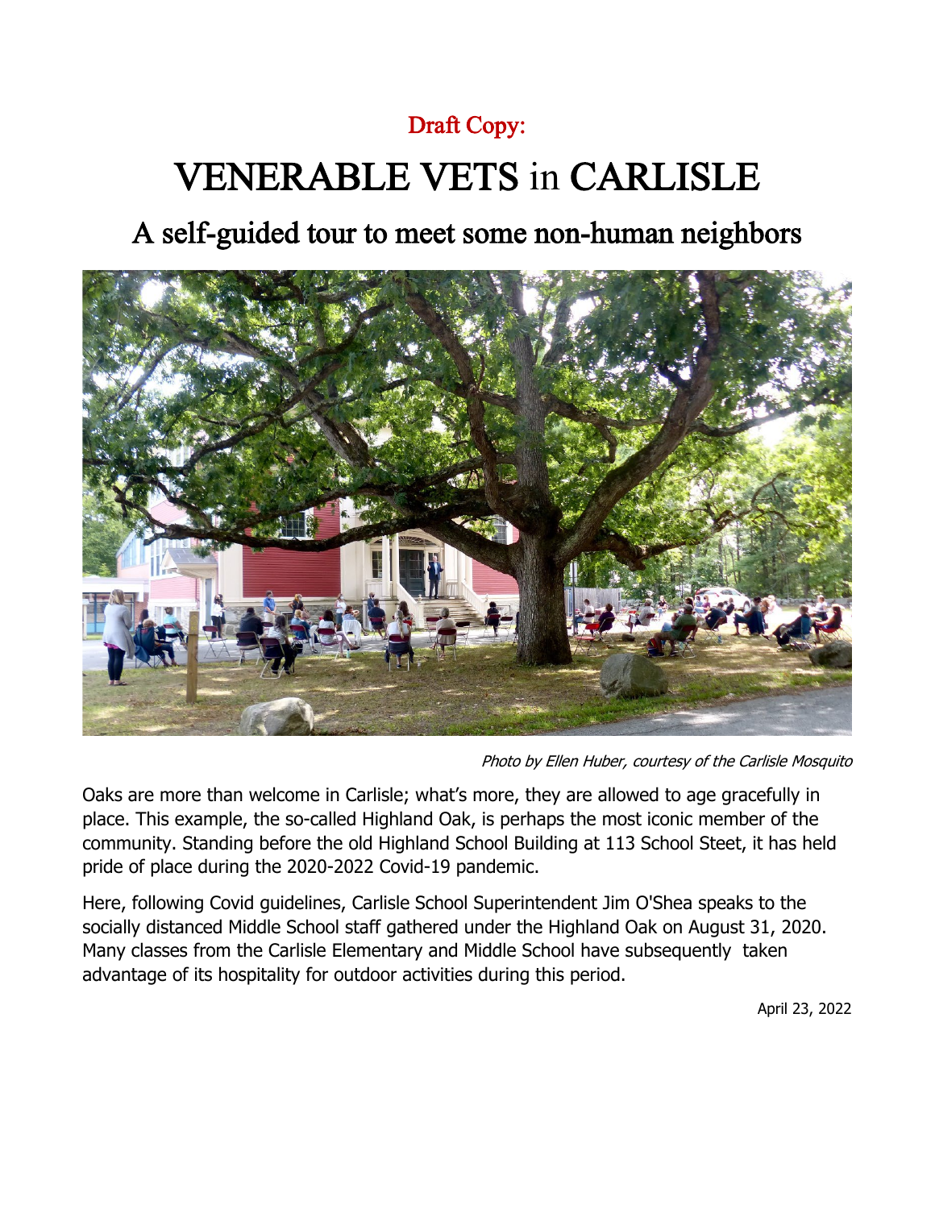Draft Copy:

# VENERABLE VETS in CARLISLE

## A self-guided tour to meet some non-human neighbors

*Photo by Ellen Huber, courtesy of the Carlisle Mosquito*

Oaks are more than welcome in Carlisle; what's more, they are allowed to age gracefully in place. This example, the so-called Highland Oak, is perhaps the most iconic member of the community. Standing before the old Highland School Building at 113 School Steet, it has held pride of place during the 2020-2022 Covid-19 pandemic.

Here, following Covid guidelines, Carlisle School Superintendent Jim O'Shea speaks to the socially distanced Middle School staff gathered under the Highland Oak on August 31, 2020. Many classes from the Carlisle Elementary and Middle School have subsequently taken advantage of its hospitality for outdoor activities during this period.

April 23, 2022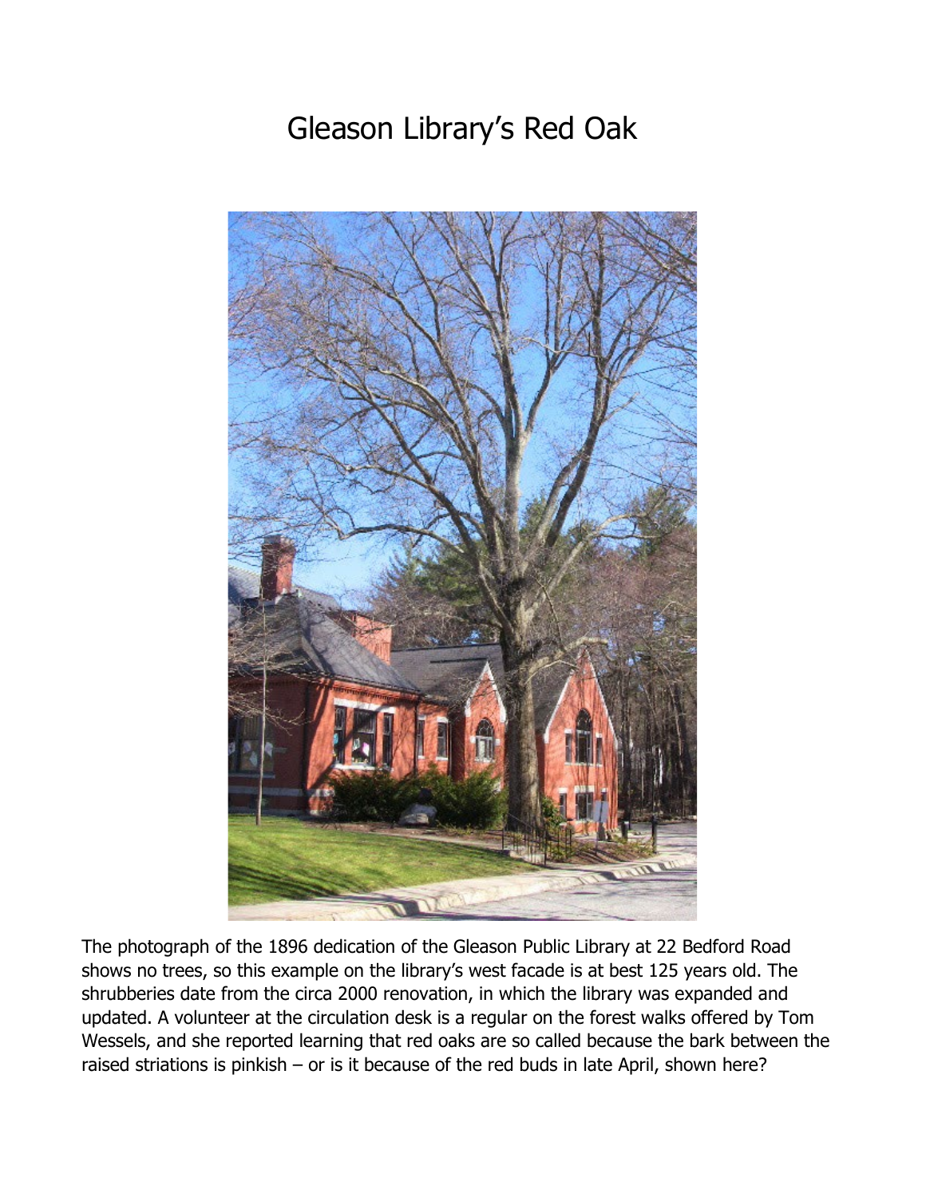# Gleason Library's Red Oak

The photograph of the 1896 dedication of the Gleason Public Library at 22 Bedford Road shows no trees, so this example on the library's west facade is at best 125 years old. The shrubberies date from the circa 2000 renovation, in which the library was expanded and updated. A volunteer at the circulation desk is a regular on the forest walks offered by Tom Wessels, and she reported learning that red oaks are so called because the bark between the raised striations is pinkish – or is it because of the red buds in late April, shown here?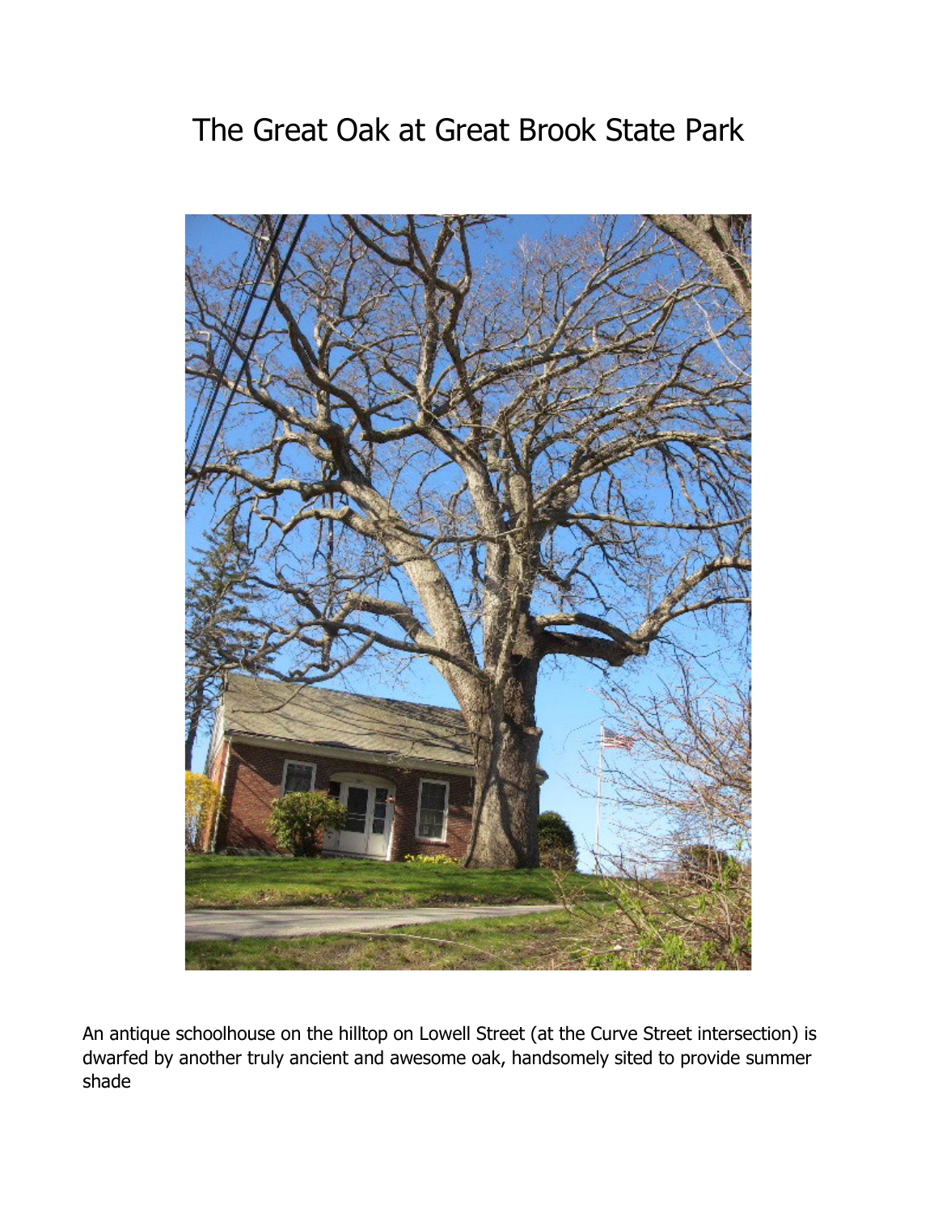# The Great Oak at Great Brook State Park

An antique schoolhouse on the hilltop on Lowell Street (at the Curve Street intersection) is dwarfed by another truly ancient and awesome oak, handsomely sited to provide summer shade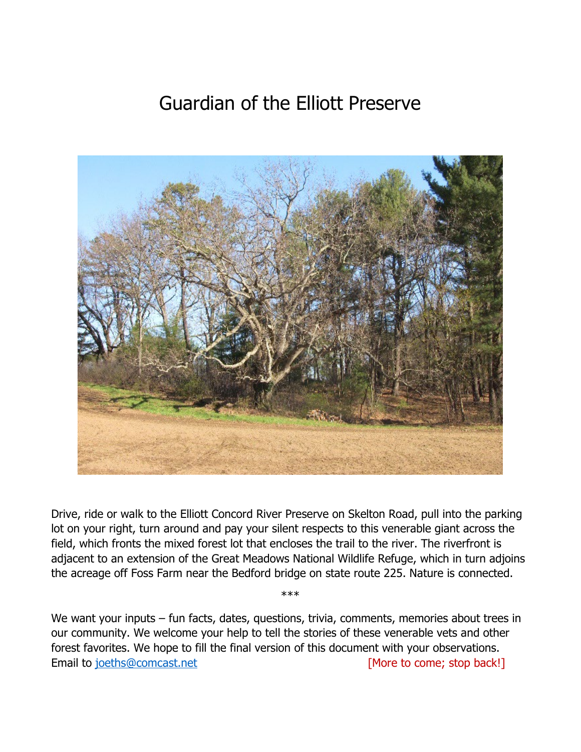# Guardian of the Elliott Preserve

Drive, ride or walk to the Elliott Concord River Preserve on Skelton Road, pull into the parking lot on your right, turn around and pay your silent respects to this venerable giant across the field, which fronts the mixed forest lot that encloses the trail to the river. The riverfront is adjacent to an extension of the Great Meadows National Wildlife Refuge, which in turn adjoins the acreage off Foss Farm near the Bedford bridge on state route 225. Nature is connected.

\*\*\*

We want your inputs – fun facts, dates, questions, trivia, comments, memories about trees in our community. We welcome your help to tell the stories of these venerable vets and other forest favorites. We hope to fill the final version of this document with your observations. Email to joeths@comcast.net [More to come; stop back!]